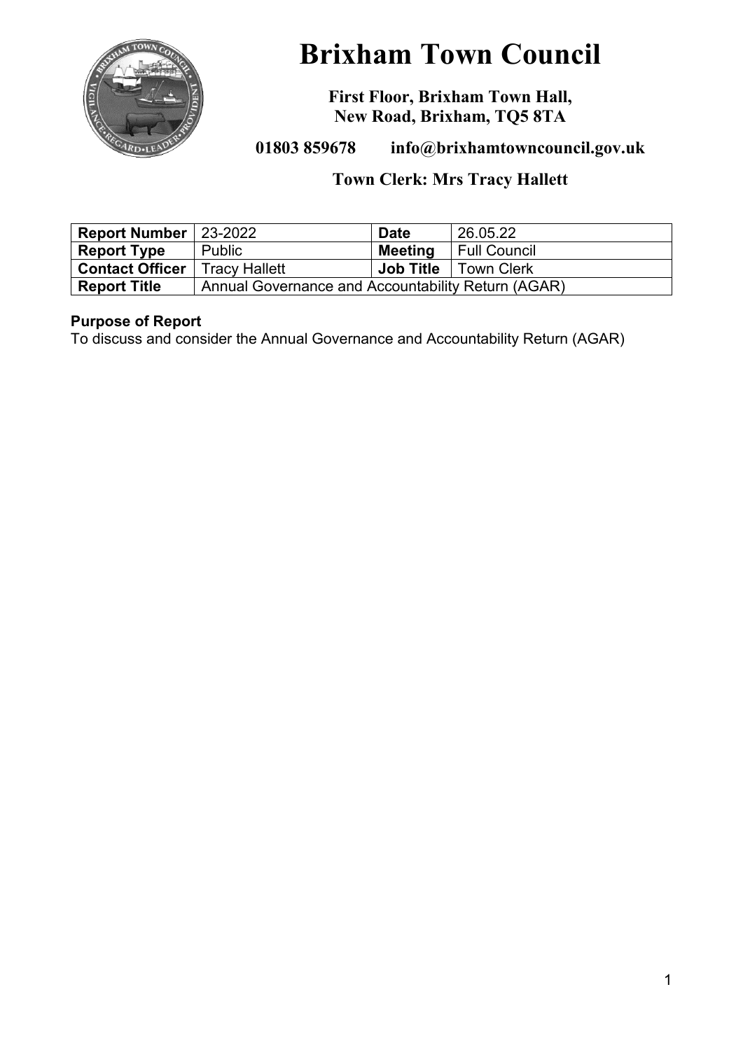# Brixham Town Council

**First Floor, Brixham Town Hall,**
**New Road, Brixham, TQ5 8TA**

**01803 859678 info@brixhamtowncouncil.gov.uk**

**Town Clerk: Mrs Tracy Hallett**

| **Report Number** | 23-2022 | **Date** | 26.05.22 |
|---|---|---|---|
| **Report Type** | Public | **Meeting** | Full Council |
| **Contact Officer** | Tracy Hallett | **Job Title** | Town Clerk |
| **Report Title** | Annual Governance and Accountability Return (AGAR) | | |

**Purpose of Report**
To discuss and consider the Annual Governance and Accountability Return (AGAR)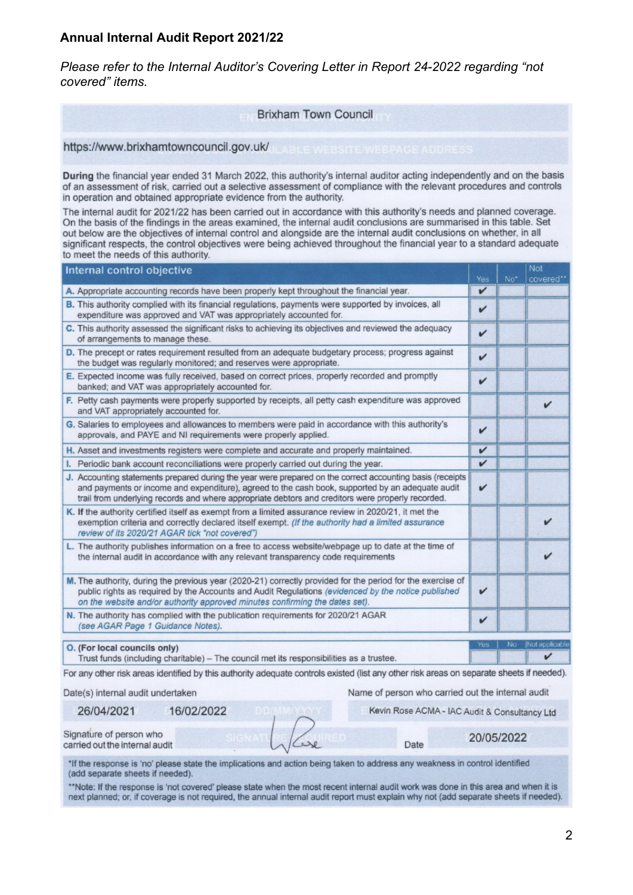## Annual Internal Audit Report 2021/22

*Please refer to the Internal Auditor's Covering Letter in Report 24-2022 regarding "not covered" items.*

Brixham Town Council

https://www.brixhamtowncouncil.gov.uk/

**During** the financial year ended 31 March 2022, this authority's internal auditor acting independently and on the basis of an assessment of risk, carried out a selective assessment of compliance with the relevant procedures and controls in operation and obtained appropriate evidence from the authority.

The internal audit for 2021/22 has been carried out in accordance with this authority's needs and planned coverage. On the basis of the findings in the areas examined, the internal audit conclusions are summarised in this table. Set out below are the objectives of internal control and alongside are the internal audit conclusions on whether, in all significant respects, the control objectives were being achieved throughout the financial year to a standard adequate to meet the needs of this authority.

| Internal control objective | Yes | No* | Not covered** |
|---|---|---|---|
| A. Appropriate accounting records have been properly kept throughout the financial year. | ✔ | | |
| B. This authority complied with its financial regulations, payments were supported by invoices, all expenditure was approved and VAT was appropriately accounted for. | ✔ | | |
| C. This authority assessed the significant risks to achieving its objectives and reviewed the adequacy of arrangements to manage these. | ✔ | | |
| D. The precept or rates requirement resulted from an adequate budgetary process; progress against the budget was regularly monitored; and reserves were appropriate. | ✔ | | |
| E. Expected income was fully received, based on correct prices, properly recorded and promptly banked; and VAT was appropriately accounted for. | ✔ | | |
| F. Petty cash payments were properly supported by receipts, all petty cash expenditure was approved and VAT appropriately accounted for. | | | ✔ |
| G. Salaries to employees and allowances to members were paid in accordance with this authority's approvals, and PAYE and NI requirements were properly applied. | ✔ | | |
| H. Asset and investments registers were complete and accurate and properly maintained. | ✔ | | |
| I. Periodic bank account reconciliations were properly carried out during the year. | ✔ | | |
| J. Accounting statements prepared during the year were prepared on the correct accounting basis (receipts and payments or income and expenditure), agreed to the cash book, supported by an adequate audit trail from underlying records and where appropriate debtors and creditors were properly recorded. | ✔ | | |
| K. If the authority certified itself as exempt from a limited assurance review in 2020/21, it met the exemption criteria and correctly declared itself exempt. *(If the authority had a limited assurance review of its 2020/21 AGAR tick "not covered")* | | | ✔ |
| L. The authority publishes information on a free to access website/webpage up to date at the time of the internal audit in accordance with any relevant transparency code requirements | | | ✔ |
| M. The authority, during the previous year (2020-21) correctly provided for the period for the exercise of public rights as required by the Accounts and Audit Regulations *(evidenced by the notice published on the website and/or authority approved minutes confirming the dates set).* | ✔ | | |
| N. The authority has complied with the publication requirements for 2020/21 AGAR *(see AGAR Page 1 Guidance Notes).* | ✔ | | |

| | Yes | No | Not applicable |
|---|---|---|---|
| O. (For local councils only) Trust funds (including charitable) – The council met its responsibilities as a trustee. | | | ✔ |

For any other risk areas identified by this authority adequate controls existed (list any other risk areas on separate sheets if needed).

Date(s) internal audit undertaken: 26/04/2021 16/02/2022

Name of person who carried out the internal audit: Kevin Rose ACMA - IAC Audit & Consultancy Ltd

Signature of person who carried out the internal audit: [signature]

Date: 20/05/2022

*If the response is 'no' please state the implications and action being taken to address any weakness in control identified (add separate sheets if needed).

**Note: If the response is 'not covered' please state when the most recent internal audit work was done in this area and when it is next planned; or, if coverage is not required, the annual internal audit report must explain why not (add separate sheets if needed).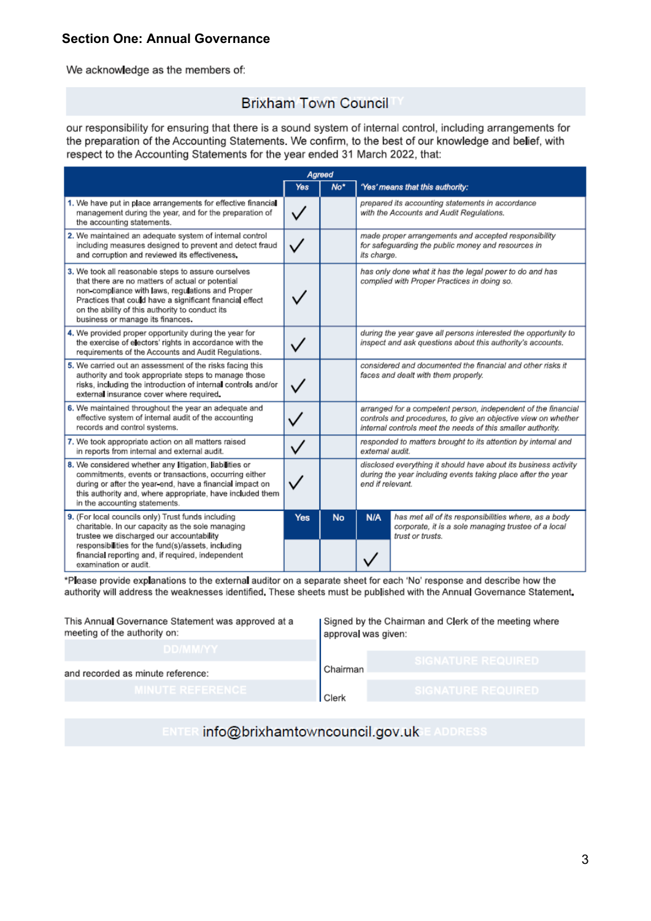## Section One: Annual Governance

We acknowledge as the members of:

Brixham Town Council

our responsibility for ensuring that there is a sound system of internal control, including arrangements for the preparation of the Accounting Statements. We confirm, to the best of our knowledge and belief, with respect to the Accounting Statements for the year ended 31 March 2022, that:

| | Agreed | | | |
|---|---|---|---|---|
| | Yes | No* | | 'Yes' means that this authority: |
| 1. We have put in place arrangements for effective financial management during the year, and for the preparation of the accounting statements. | ✓ | | | prepared its accounting statements in accordance with the Accounts and Audit Regulations. |
| 2. We maintained an adequate system of internal control including measures designed to prevent and detect fraud and corruption and reviewed its effectiveness. | ✓ | | | made proper arrangements and accepted responsibility for safeguarding the public money and resources in its charge. |
| 3. We took all reasonable steps to assure ourselves that there are no matters of actual or potential non-compliance with laws, regulations and Proper Practices that could have a significant financial effect on the ability of this authority to conduct its business or manage its finances. | ✓ | | | has only done what it has the legal power to do and has complied with Proper Practices in doing so. |
| 4. We provided proper opportunity during the year for the exercise of electors' rights in accordance with the requirements of the Accounts and Audit Regulations. | ✓ | | | during the year gave all persons interested the opportunity to inspect and ask questions about this authority's accounts. |
| 5. We carried out an assessment of the risks facing this authority and took appropriate steps to manage those risks, including the introduction of internal controls and/or external insurance cover where required. | ✓ | | | considered and documented the financial and other risks it faces and dealt with them properly. |
| 6. We maintained throughout the year an adequate and effective system of internal audit of the accounting records and control systems. | ✓ | | | arranged for a competent person, independent of the financial controls and procedures, to give an objective view on whether internal controls meet the needs of this smaller authority. |
| 7. We took appropriate action on all matters raised in reports from internal and external audit. | ✓ | | | responded to matters brought to its attention by internal and external audit. |
| 8. We considered whether any litigation, liabilities or commitments, events or transactions, occurring either during or after the year-end, have a financial impact on this authority and, where appropriate, have included them in the accounting statements. | ✓ | | | disclosed everything it should have about its business activity during the year including events taking place after the year end if relevant. |
| 9. (For local councils only) Trust funds including charitable. In our capacity as the sole managing trustee we discharged our accountability responsibilities for the fund(s)/assets, including financial reporting and, if required, independent examination or audit. | Yes | No | N/A | has met all of its responsibilities where, as a body corporate, it is a sole managing trustee of a local trust or trusts. |
| | | | ✓ | |

*Please provide explanations to the external auditor on a separate sheet for each 'No' response and describe how the authority will address the weaknesses identified. These sheets must be published with the Annual Governance Statement.

This Annual Governance Statement was approved at a meeting of the authority on:

DD/MM/YY

and recorded as minute reference:

MINUTE REFERENCE

Signed by the Chairman and Clerk of the meeting where approval was given:

Chairman: SIGNATURE REQUIRED

Clerk: SIGNATURE REQUIRED

info@brixhamtowncouncil.gov.uk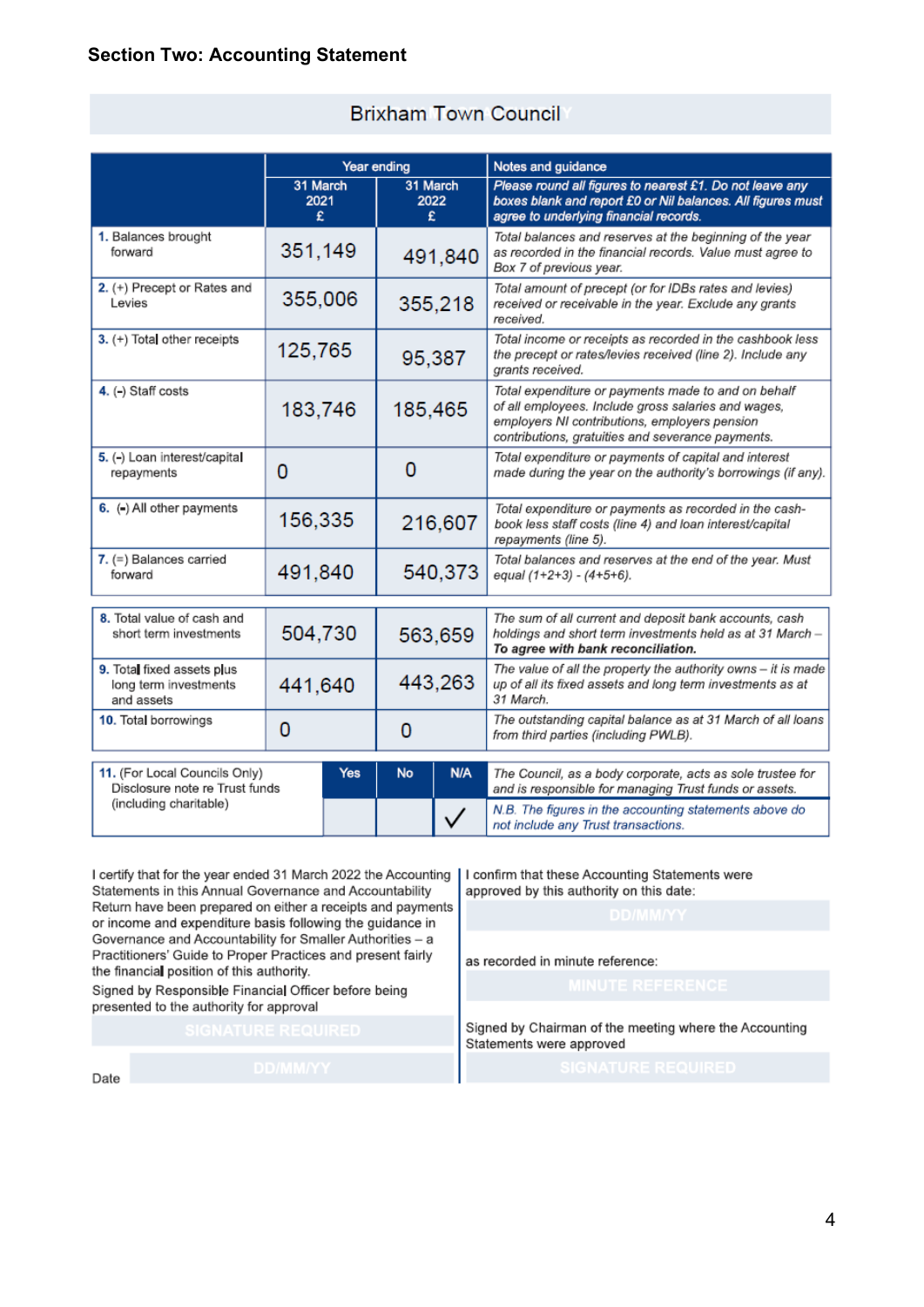**Section Two: Accounting Statement**

## Brixham Town Council

| | Year ending | | Notes and guidance |
|---|---|---|---|
| | 31 March 2021 £ | 31 March 2022 £ | *Please round all figures to nearest £1. Do not leave any boxes blank and report £0 or Nil balances. All figures must agree to underlying financial records.* |
| **1.** Balances brought forward | 351,149 | 491,840 | *Total balances and reserves at the beginning of the year as recorded in the financial records. Value must agree to Box 7 of previous year.* |
| **2.** (+) Precept or Rates and Levies | 355,006 | 355,218 | *Total amount of precept (or for IDBs rates and levies) received or receivable in the year. Exclude any grants received.* |
| **3.** (+) Total other receipts | 125,765 | 95,387 | *Total income or receipts as recorded in the cashbook less the precept or rates/levies received (line 2). Include any grants received.* |
| **4.** (-) Staff costs | 183,746 | 185,465 | *Total expenditure or payments made to and on behalf of all employees. Include gross salaries and wages, employers NI contributions, employers pension contributions, gratuities and severance payments.* |
| **5.** (-) Loan interest/capital repayments | 0 | 0 | *Total expenditure or payments of capital and interest made during the year on the authority's borrowings (if any).* |
| **6.** (-) All other payments | 156,335 | 216,607 | *Total expenditure or payments as recorded in the cash-book less staff costs (line 4) and loan interest/capital repayments (line 5).* |
| **7.** (=) Balances carried forward | 491,840 | 540,373 | *Total balances and reserves at the end of the year. Must equal (1+2+3) - (4+5+6).* |

| | 31 March 2021 £ | 31 March 2022 £ | Notes and guidance |
|---|---|---|---|
| **8.** Total value of cash and short term investments | 504,730 | 563,659 | *The sum of all current and deposit bank accounts, cash holdings and short term investments held as at 31 March – **To agree with bank reconciliation.*** |
| **9.** Total fixed assets plus long term investments and assets | 441,640 | 443,263 | *The value of all the property the authority owns – it is made up of all its fixed assets and long term investments as at 31 March.* |
| **10.** Total borrowings | 0 | 0 | *The outstanding capital balance as at 31 March of all loans from third parties (including PWLB).* |

| | Yes | No | N/A | |
|---|---|---|---|---|
| **11.** (For Local Councils Only) Disclosure note re Trust funds (including charitable) | | | ✓ | *The Council, as a body corporate, acts as sole trustee for and is responsible for managing Trust funds or assets.* *N.B. The figures in the accounting statements above do not include any Trust transactions.* |

I certify that for the year ended 31 March 2022 the Accounting Statements in this Annual Governance and Accountability Return have been prepared on either a receipts and payments or income and expenditure basis following the guidance in Governance and Accountability for Smaller Authorities – a Practitioners' Guide to Proper Practices and present fairly the financial position of this authority.

Signed by Responsible Financial Officer before being presented to the authority for approval

SIGNATURE REQUIRED

Date DD/MM/YY

I confirm that these Accounting Statements were approved by this authority on this date:

DD/MM/YY

as recorded in minute reference:

MINUTE REFERENCE

Signed by Chairman of the meeting where the Accounting Statements were approved

SIGNATURE REQUIRED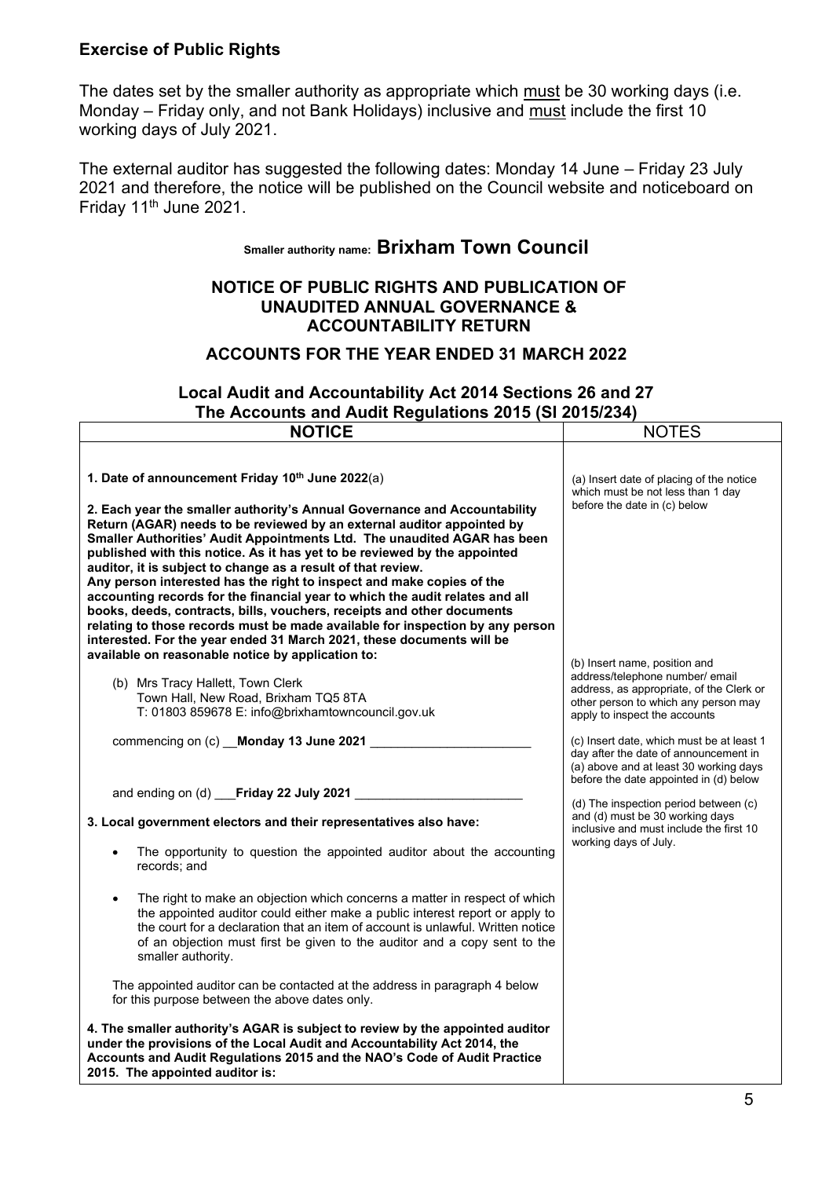## Exercise of Public Rights

The dates set by the smaller authority as appropriate which must be 30 working days (i.e. Monday – Friday only, and not Bank Holidays) inclusive and must include the first 10 working days of July 2021.

The external auditor has suggested the following dates: Monday 14 June – Friday 23 July 2021 and therefore, the notice will be published on the Council website and noticeboard on Friday 11th June 2021.

**Smaller authority name: Brixham Town Council**

### NOTICE OF PUBLIC RIGHTS AND PUBLICATION OF UNAUDITED ANNUAL GOVERNANCE & ACCOUNTABILITY RETURN

### ACCOUNTS FOR THE YEAR ENDED 31 MARCH 2022

### Local Audit and Accountability Act 2014 Sections 26 and 27 The Accounts and Audit Regulations 2015 (SI 2015/234)

| NOTICE | NOTES |
|---|---|
| **1. Date of announcement Friday 10th June 2022**(a) | (a) Insert date of placing of the notice which must be not less than 1 day before the date in (c) below |
| **2. Each year the smaller authority's Annual Governance and Accountability Return (AGAR) needs to be reviewed by an external auditor appointed by Smaller Authorities' Audit Appointments Ltd. The unaudited AGAR has been published with this notice. As it has yet to be reviewed by the appointed auditor, it is subject to change as a result of that review. Any person interested has the right to inspect and make copies of the accounting records for the financial year to which the audit relates and all books, deeds, contracts, bills, vouchers, receipts and other documents relating to those records must be made available for inspection by any person interested. For the year ended 31 March 2021, these documents will be available on reasonable notice by application to:** | |
| (b) Mrs Tracy Hallett, Town Clerk<br>Town Hall, New Road, Brixham TQ5 8TA<br>T: 01803 859678 E: info@brixhamtowncouncil.gov.uk | (b) Insert name, position and address/telephone number/ email address, as appropriate, of the Clerk or other person to which any person may apply to inspect the accounts |
| commencing on (c) __**Monday 13 June 2021** ______________________ | (c) Insert date, which must be at least 1 day after the date of announcement in (a) above and at least 30 working days before the date appointed in (d) below |
| and ending on (d) ___**Friday 22 July 2021** ______________________ | (d) The inspection period between (c) and (d) must be 30 working days inclusive and must include the first 10 working days of July. |
| **3. Local government electors and their representatives also have:**<br>• The opportunity to question the appointed auditor about the accounting records; and<br>• The right to make an objection which concerns a matter in respect of which the appointed auditor could either make a public interest report or apply to the court for a declaration that an item of account is unlawful. Written notice of an objection must first be given to the auditor and a copy sent to the smaller authority.<br><br>The appointed auditor can be contacted at the address in paragraph 4 below for this purpose between the above dates only. | |
| **4. The smaller authority's AGAR is subject to review by the appointed auditor under the provisions of the Local Audit and Accountability Act 2014, the Accounts and Audit Regulations 2015 and the NAO's Code of Audit Practice 2015. The appointed auditor is:** | |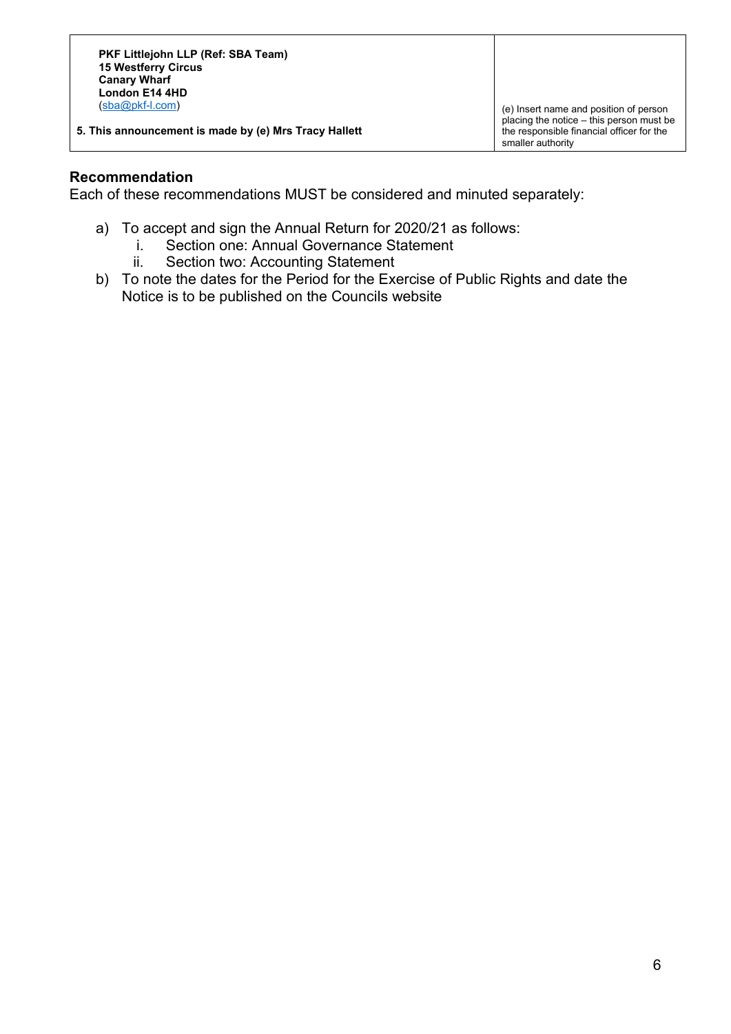| | |
|---|---|
| **PKF Littlejohn LLP (Ref: SBA Team)**<br>**15 Westferry Circus**<br>**Canary Wharf**<br>**London E14 4HD**<br>(sba@pkf-l.com)<br><br>**5. This announcement is made by (e) Mrs Tracy Hallett** | (e) Insert name and position of person placing the notice – this person must be the responsible financial officer for the smaller authority |

## Recommendation

Each of these recommendations MUST be considered and minuted separately:

a) To accept and sign the Annual Return for 2020/21 as follows:
   i. Section one: Annual Governance Statement
   ii. Section two: Accounting Statement
b) To note the dates for the Period for the Exercise of Public Rights and date the Notice is to be published on the Councils website